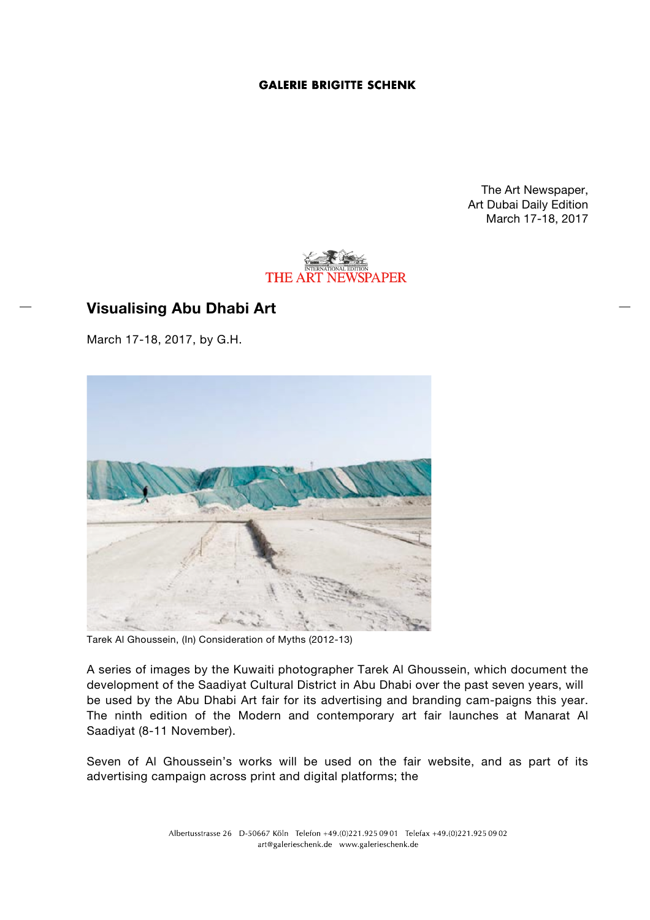**GALERIE BRIGITTE SCHENK**

The Art Newspaper,
Art Dubai Daily Edition
March 17-18, 2017

THE ART NEWSPAPER
INTERNATIONAL EDITION

## Visualising Abu Dhabi Art

March 17-18, 2017, by G.H.

Tarek Al Ghoussein, (In) Consideration of Myths (2012-13)

A series of images by the Kuwaiti photographer Tarek Al Ghoussein, which document the development of the Saadiyat Cultural District in Abu Dhabi over the past seven years, will be used by the Abu Dhabi Art fair for its advertising and branding cam-paigns this year. The ninth edition of the Modern and contemporary art fair launches at Manarat Al Saadiyat (8-11 November).

Seven of Al Ghoussein's works will be used on the fair website, and as part of its advertising campaign across print and digital platforms; the

Albertusstrasse 26 D-50667 Köln Telefon +49.(0)221.925 09 01 Telefax +49.(0)221.925 09 02
art@galerieschenk.de www.galerieschenk.de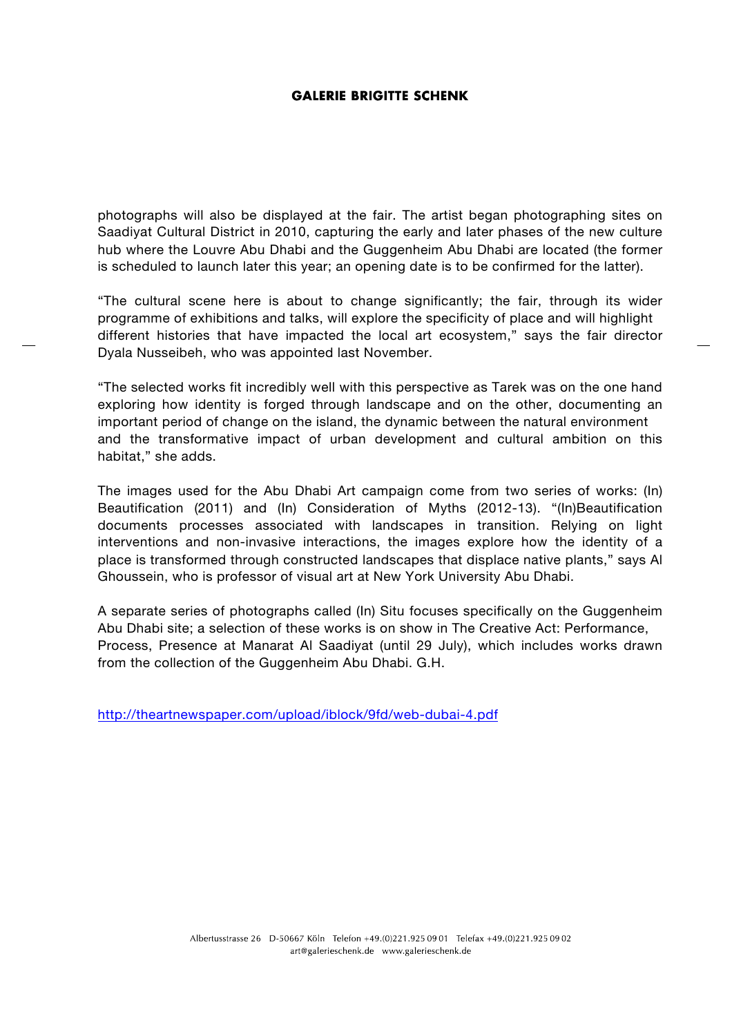photographs will also be displayed at the fair. The artist began photographing sites on Saadiyat Cultural District in 2010, capturing the early and later phases of the new culture hub where the Louvre Abu Dhabi and the Guggenheim Abu Dhabi are located (the former is scheduled to launch later this year; an opening date is to be confirmed for the latter).

"The cultural scene here is about to change significantly; the fair, through its wider programme of exhibitions and talks, will explore the specificity of place and will highlight different histories that have impacted the local art ecosystem," says the fair director Dyala Nusseibeh, who was appointed last November.

"The selected works fit incredibly well with this perspective as Tarek was on the one hand exploring how identity is forged through landscape and on the other, documenting an important period of change on the island, the dynamic between the natural environment and the transformative impact of urban development and cultural ambition on this habitat," she adds.

The images used for the Abu Dhabi Art campaign come from two series of works: (In) Beautification (2011) and (In) Consideration of Myths (2012-13). "(In)Beautification documents processes associated with landscapes in transition. Relying on light interventions and non-invasive interactions, the images explore how the identity of a place is transformed through constructed landscapes that displace native plants," says Al Ghoussein, who is professor of visual art at New York University Abu Dhabi.

A separate series of photographs called (In) Situ focuses specifically on the Guggenheim Abu Dhabi site; a selection of these works is on show in The Creative Act: Performance, Process, Presence at Manarat Al Saadiyat (until 29 July), which includes works drawn from the collection of the Guggenheim Abu Dhabi. G.H.

http://theartnewspaper.com/upload/iblock/9fd/web-dubai-4.pdf